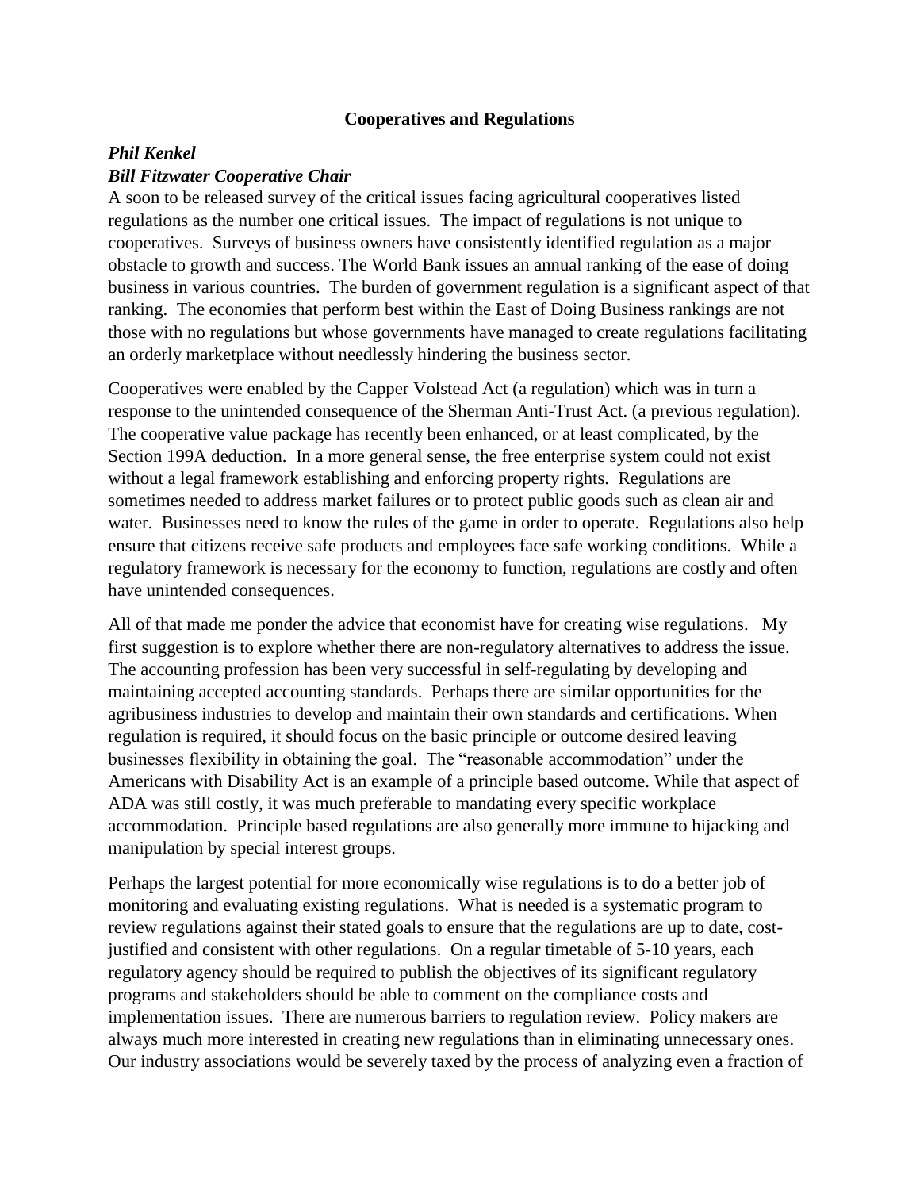# Cooperatives and Regulations

***Phil Kenkel***
***Bill Fitzwater Cooperative Chair***

A soon to be released survey of the critical issues facing agricultural cooperatives listed regulations as the number one critical issues. The impact of regulations is not unique to cooperatives. Surveys of business owners have consistently identified regulation as a major obstacle to growth and success. The World Bank issues an annual ranking of the ease of doing business in various countries. The burden of government regulation is a significant aspect of that ranking. The economies that perform best within the East of Doing Business rankings are not those with no regulations but whose governments have managed to create regulations facilitating an orderly marketplace without needlessly hindering the business sector.

Cooperatives were enabled by the Capper Volstead Act (a regulation) which was in turn a response to the unintended consequence of the Sherman Anti-Trust Act. (a previous regulation). The cooperative value package has recently been enhanced, or at least complicated, by the Section 199A deduction. In a more general sense, the free enterprise system could not exist without a legal framework establishing and enforcing property rights. Regulations are sometimes needed to address market failures or to protect public goods such as clean air and water. Businesses need to know the rules of the game in order to operate. Regulations also help ensure that citizens receive safe products and employees face safe working conditions. While a regulatory framework is necessary for the economy to function, regulations are costly and often have unintended consequences.

All of that made me ponder the advice that economist have for creating wise regulations. My first suggestion is to explore whether there are non-regulatory alternatives to address the issue. The accounting profession has been very successful in self-regulating by developing and maintaining accepted accounting standards. Perhaps there are similar opportunities for the agribusiness industries to develop and maintain their own standards and certifications. When regulation is required, it should focus on the basic principle or outcome desired leaving businesses flexibility in obtaining the goal. The "reasonable accommodation" under the Americans with Disability Act is an example of a principle based outcome. While that aspect of ADA was still costly, it was much preferable to mandating every specific workplace accommodation. Principle based regulations are also generally more immune to hijacking and manipulation by special interest groups.

Perhaps the largest potential for more economically wise regulations is to do a better job of monitoring and evaluating existing regulations. What is needed is a systematic program to review regulations against their stated goals to ensure that the regulations are up to date, cost-justified and consistent with other regulations. On a regular timetable of 5-10 years, each regulatory agency should be required to publish the objectives of its significant regulatory programs and stakeholders should be able to comment on the compliance costs and implementation issues. There are numerous barriers to regulation review. Policy makers are always much more interested in creating new regulations than in eliminating unnecessary ones. Our industry associations would be severely taxed by the process of analyzing even a fraction of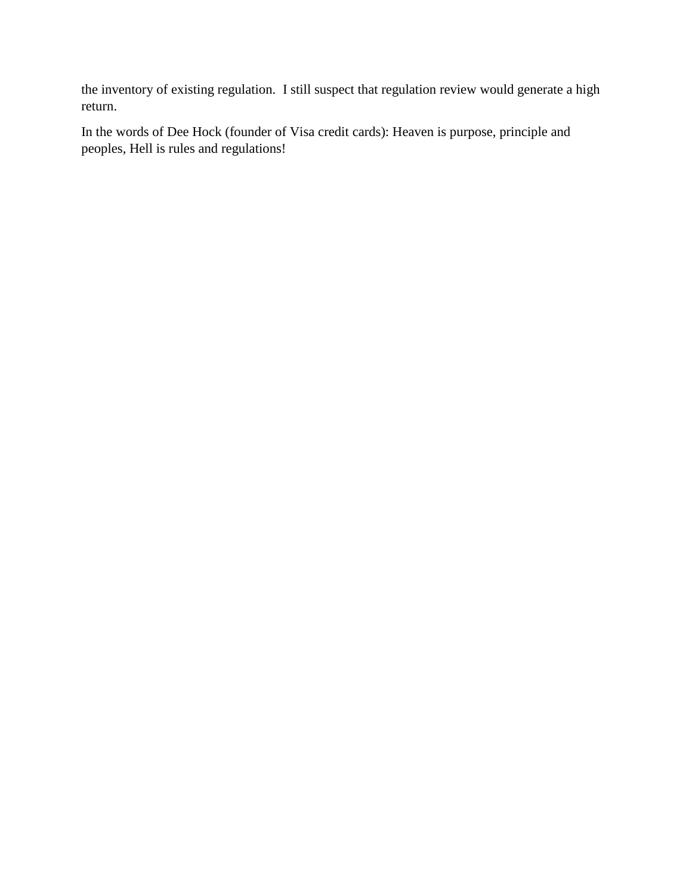the inventory of existing regulation.  I still suspect that regulation review would generate a high return.

In the words of Dee Hock (founder of Visa credit cards): Heaven is purpose, principle and peoples, Hell is rules and regulations!